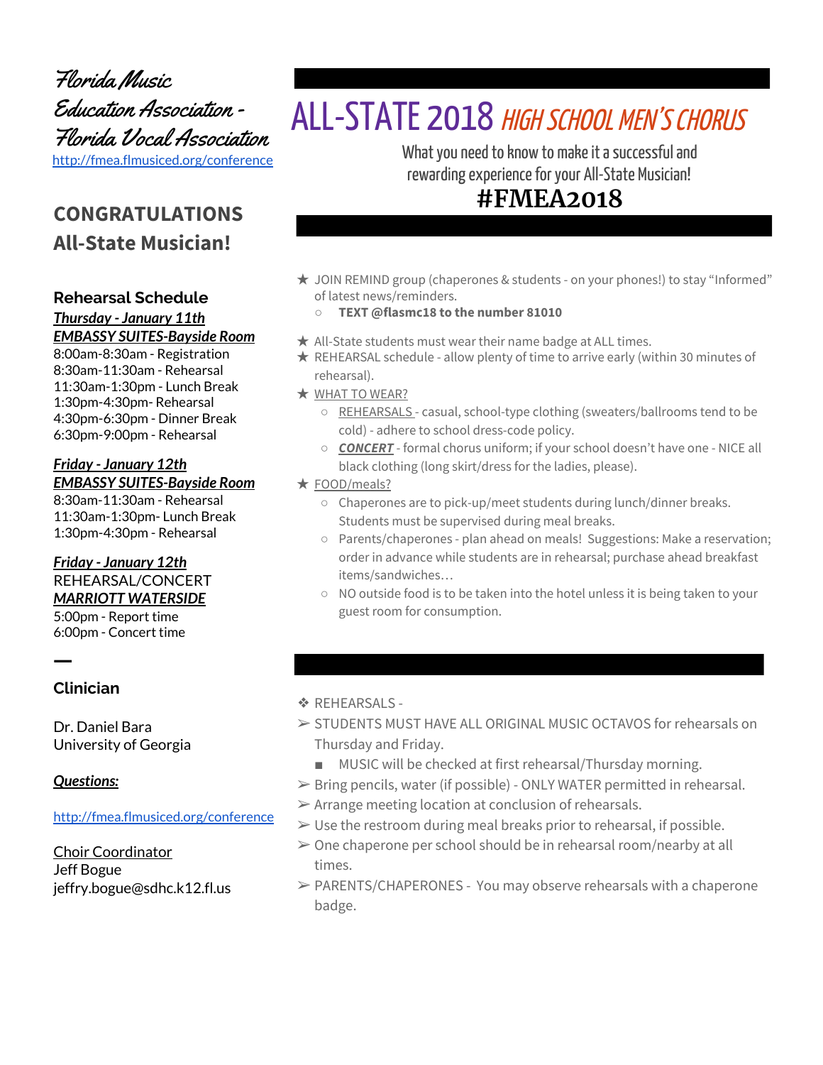# Florida Music Education Association - Florida Vocal Association

http://fmea.flmusiced.org/conference

## CONGRATULATIONS All-State Musician!

### Rehearsal Schedule

***Thursday - January 11th***
***EMBASSY SUITES-Bayside Room***
8:00am-8:30am - Registration
8:30am-11:30am - Rehearsal
11:30am-1:30pm - Lunch Break
1:30pm-4:30pm- Rehearsal
4:30pm-6:30pm - Dinner Break
6:30pm-9:00pm - Rehearsal

***Friday - January 12th***
***EMBASSY SUITES-Bayside Room***
8:30am-11:30am - Rehearsal
11:30am-1:30pm- Lunch Break
1:30pm-4:30pm - Rehearsal

***Friday - January 12th***
REHEARSAL/CONCERT
***MARRIOTT WATERSIDE***
5:00pm - Report time
6:00pm - Concert time

—

### Clinician

Dr. Daniel Bara
University of Georgia

***Questions:***

http://fmea.flmusiced.org/conference

Choir Coordinator
Jeff Bogue
jeffry.bogue@sdhc.k12.fl.us

# ALL-STATE 2018 *HIGH SCHOOL MEN'S CHORUS*

What you need to know to make it a successful and rewarding experience for your All-State Musician!

## #FMEA2018

- ★ JOIN REMIND group (chaperones & students - on your phones!) to stay "Informed" of latest news/reminders.
  - **TEXT @flasmc18 to the number 81010**
- ★ All-State students must wear their name badge at ALL times.
- ★ REHEARSAL schedule - allow plenty of time to arrive early (within 30 minutes of rehearsal).
- ★ WHAT TO WEAR?
  - REHEARSALS - casual, school-type clothing (sweaters/ballrooms tend to be cold) - adhere to school dress-code policy.
  - ***CONCERT*** - formal chorus uniform; if your school doesn't have one - NICE all black clothing (long skirt/dress for the ladies, please).
- ★ FOOD/meals?
  - Chaperones are to pick-up/meet students during lunch/dinner breaks. Students must be supervised during meal breaks.
  - Parents/chaperones - plan ahead on meals! Suggestions: Make a reservation; order in advance while students are in rehearsal; purchase ahead breakfast items/sandwiches…
  - NO outside food is to be taken into the hotel unless it is being taken to your guest room for consumption.

❖ REHEARSALS -

- ➢ STUDENTS MUST HAVE ALL ORIGINAL MUSIC OCTAVOS for rehearsals on Thursday and Friday.
  - ■ MUSIC will be checked at first rehearsal/Thursday morning.
- ➢ Bring pencils, water (if possible) - ONLY WATER permitted in rehearsal.
- ➢ Arrange meeting location at conclusion of rehearsals.
- ➢ Use the restroom during meal breaks prior to rehearsal, if possible.
- ➢ One chaperone per school should be in rehearsal room/nearby at all times.
- ➢ PARENTS/CHAPERONES - You may observe rehearsals with a chaperone badge.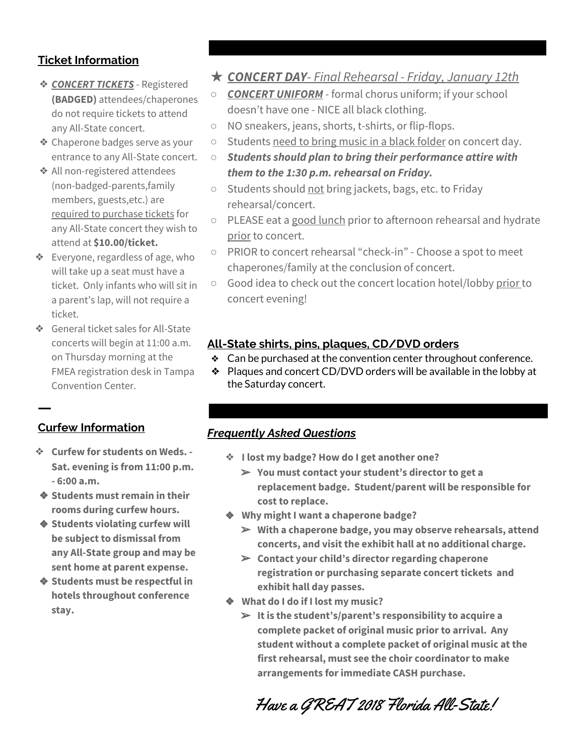## Ticket Information

- ***CONCERT TICKETS*** - Registered **(BADGED)** attendees/chaperones do not require tickets to attend any All-State concert.
- Chaperone badges serve as your entrance to any All-State concert.
- All non-registered attendees (non-badged-parents,family members, guests,etc.) are required to purchase tickets for any All-State concert they wish to attend at **$10.00/ticket.**
- Everyone, regardless of age, who will take up a seat must have a ticket. Only infants who will sit in a parent's lap, will not require a ticket.
- General ticket sales for All-State concerts will begin at 11:00 a.m. on Thursday morning at the FMEA registration desk in Tampa Convention Center.

## Curfew Information

- **Curfew for students on Weds. - Sat. evening is from 11:00 p.m. - 6:00 a.m.**
- **Students must remain in their rooms during curfew hours.**
- **Students violating curfew will be subject to dismissal from any All-State group and may be sent home at parent expense.**
- **Students must be respectful in hotels throughout conference stay.**

### ★ ***CONCERT DAY**- Final Rehearsal - Friday, January 12th*

- ***CONCERT UNIFORM*** - formal chorus uniform; if your school doesn't have one - NICE all black clothing.
- NO sneakers, jeans, shorts, t-shirts, or flip-flops.
- Students need to bring music in a black folder on concert day.
- ***Students should plan to bring their performance attire with them to the 1:30 p.m. rehearsal on Friday.***
- Students should not bring jackets, bags, etc. to Friday rehearsal/concert.
- PLEASE eat a good lunch prior to afternoon rehearsal and hydrate prior to concert.
- PRIOR to concert rehearsal "check-in" - Choose a spot to meet chaperones/family at the conclusion of concert.
- Good idea to check out the concert location hotel/lobby prior to concert evening!

## All-State shirts, pins, plaques, CD/DVD orders

- Can be purchased at the convention center throughout conference.
- Plaques and concert CD/DVD orders will be available in the lobby at the Saturday concert.

## *Frequently Asked Questions*

- **I lost my badge? How do I get another one?**
  - **You must contact your student's director to get a replacement badge. Student/parent will be responsible for cost to replace.**
- **Why might I want a chaperone badge?**
  - **With a chaperone badge, you may observe rehearsals, attend concerts, and visit the exhibit hall at no additional charge.**
  - **Contact your child's director regarding chaperone registration or purchasing separate concert tickets and exhibit hall day passes.**
- **What do I do if I lost my music?**
  - **It is the student's/parent's responsibility to acquire a complete packet of original music prior to arrival. Any student without a complete packet of original music at the first rehearsal, must see the choir coordinator to make arrangements for immediate CASH purchase.**

*Have a GREAT 2018 Florida All-State!*